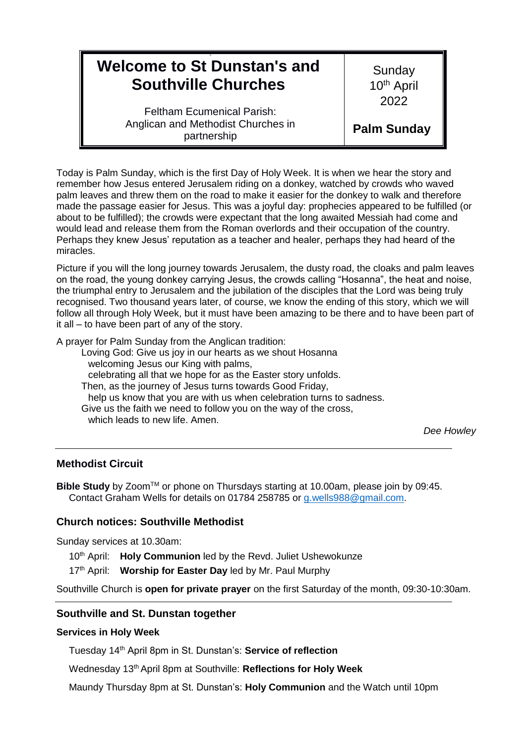# Welcome to St Dunstan's and Southville Churches

Feltham Ecumenical Parish: Anglican and Methodist Churches in partnership

Sunday 10th April 2022

**Palm Sunday**

Today is Palm Sunday, which is the first Day of Holy Week. It is when we hear the story and remember how Jesus entered Jerusalem riding on a donkey, watched by crowds who waved palm leaves and threw them on the road to make it easier for the donkey to walk and therefore made the passage easier for Jesus. This was a joyful day: prophecies appeared to be fulfilled (or about to be fulfilled); the crowds were expectant that the long awaited Messiah had come and would lead and release them from the Roman overlords and their occupation of the country. Perhaps they knew Jesus' reputation as a teacher and healer, perhaps they had heard of the miracles.

Picture if you will the long journey towards Jerusalem, the dusty road, the cloaks and palm leaves on the road, the young donkey carrying Jesus, the crowds calling "Hosanna", the heat and noise, the triumphal entry to Jerusalem and the jubilation of the disciples that the Lord was being truly recognised. Two thousand years later, of course, we know the ending of this story, which we will follow all through Holy Week, but it must have been amazing to be there and to have been part of it all – to have been part of any of the story.

A prayer for Palm Sunday from the Anglican tradition:

> Loving God: Give us joy in our hearts as we shout Hosanna
> welcoming Jesus our King with palms,
> celebrating all that we hope for as the Easter story unfolds.
> Then, as the journey of Jesus turns towards Good Friday,
> help us know that you are with us when celebration turns to sadness.
> Give us the faith we need to follow you on the way of the cross,
> which leads to new life. Amen.

*Dee Howley*

---

### Methodist Circuit

**Bible Study** by Zoom™ or phone on Thursdays starting at 10.00am, please join by 09:45. Contact Graham Wells for details on 01784 258785 or g.wells988@gmail.com.

### Church notices: Southville Methodist

Sunday services at 10.30am:

- 10th April: **Holy Communion** led by the Revd. Juliet Ushewokunze
- 17th April: **Worship for Easter Day** led by Mr. Paul Murphy

Southville Church is **open for private prayer** on the first Saturday of the month, 09:30-10:30am.

---

### Southville and St. Dunstan together

#### Services in Holy Week

Tuesday 14th April 8pm in St. Dunstan's: **Service of reflection**

Wednesday 13th April 8pm at Southville: **Reflections for Holy Week**

Maundy Thursday 8pm at St. Dunstan's: **Holy Communion** and the Watch until 10pm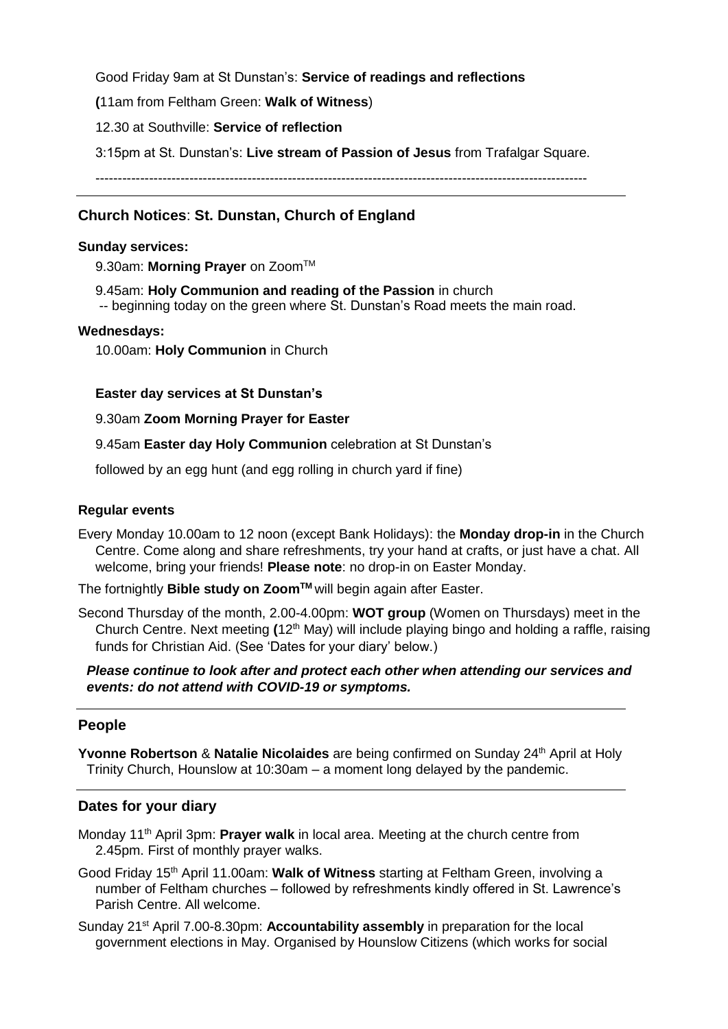Good Friday 9am at St Dunstan's: **Service of readings and reflections**

**(**11am from Feltham Green: **Walk of Witness**)

12.30 at Southville: **Service of reflection**

3:15pm at St. Dunstan's: **Live stream of Passion of Jesus** from Trafalgar Square.

---

## Church Notices: St. Dunstan, Church of England

### Sunday services:

9.30am: **Morning Prayer** on Zoom™

9.45am: **Holy Communion and reading of the Passion** in church
-- beginning today on the green where St. Dunstan's Road meets the main road.

### Wednesdays:

10.00am: **Holy Communion** in Church

**Easter day services at St Dunstan's**

9.30am **Zoom Morning Prayer for Easter**

9.45am **Easter day Holy Communion** celebration at St Dunstan's

followed by an egg hunt (and egg rolling in church yard if fine)

### Regular events

Every Monday 10.00am to 12 noon (except Bank Holidays): the **Monday drop-in** in the Church Centre. Come along and share refreshments, try your hand at crafts, or just have a chat. All welcome, bring your friends! **Please note**: no drop-in on Easter Monday.

The fortnightly **Bible study on Zoom™** will begin again after Easter.

Second Thursday of the month, 2.00-4.00pm: **WOT group** (Women on Thursdays) meet in the Church Centre. Next meeting **(**12th May) will include playing bingo and holding a raffle, raising funds for Christian Aid. (See 'Dates for your diary' below.)

***Please continue to look after and protect each other when attending our services and events: do not attend with COVID-19 or symptoms.***

## People

**Yvonne Robertson** & **Natalie Nicolaides** are being confirmed on Sunday 24th April at Holy Trinity Church, Hounslow at 10:30am – a moment long delayed by the pandemic.

## Dates for your diary

Monday 11th April 3pm: **Prayer walk** in local area. Meeting at the church centre from 2.45pm. First of monthly prayer walks.

Good Friday 15th April 11.00am: **Walk of Witness** starting at Feltham Green, involving a number of Feltham churches – followed by refreshments kindly offered in St. Lawrence's Parish Centre. All welcome.

Sunday 21st April 7.00-8.30pm: **Accountability assembly** in preparation for the local government elections in May. Organised by Hounslow Citizens (which works for social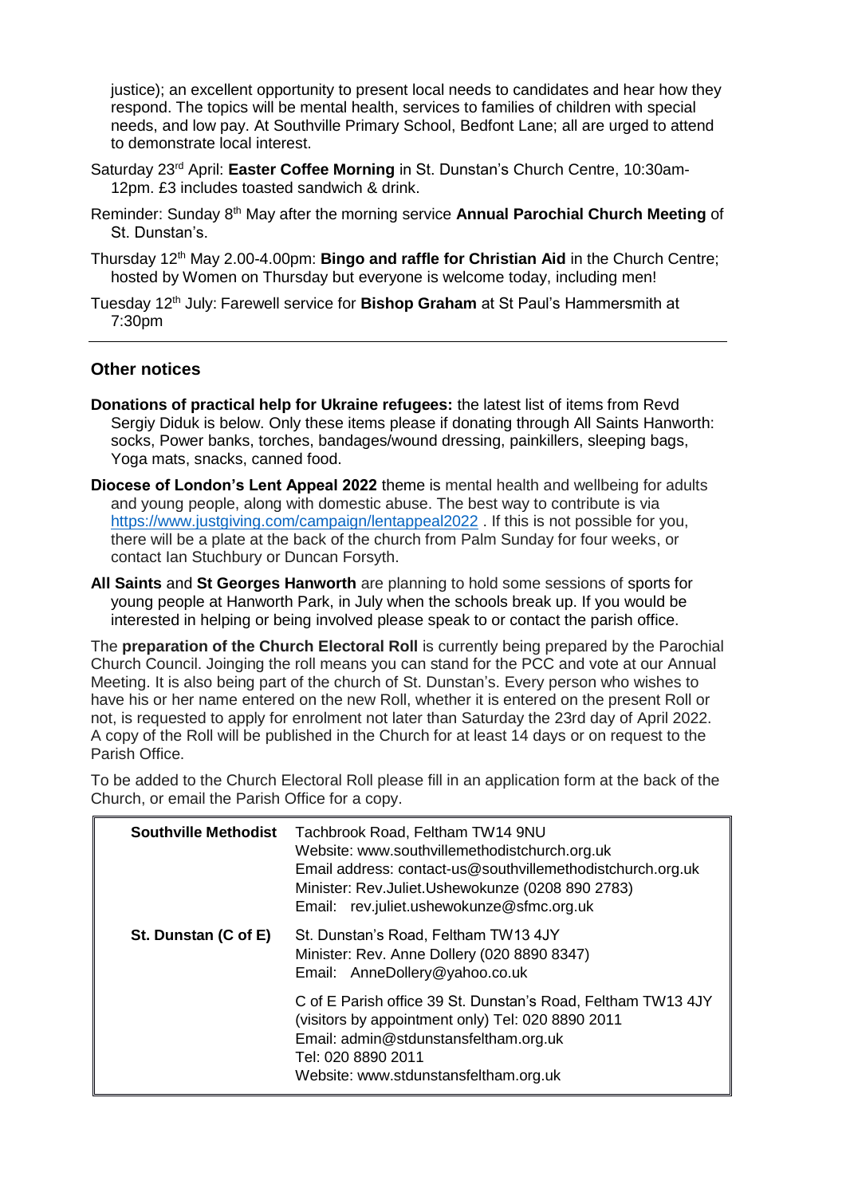justice); an excellent opportunity to present local needs to candidates and hear how they respond. The topics will be mental health, services to families of children with special needs, and low pay. At Southville Primary School, Bedfont Lane; all are urged to attend to demonstrate local interest.

Saturday 23rd April: **Easter Coffee Morning** in St. Dunstan's Church Centre, 10:30am-12pm. £3 includes toasted sandwich & drink.

Reminder: Sunday 8th May after the morning service **Annual Parochial Church Meeting** of St. Dunstan's.

Thursday 12th May 2.00-4.00pm: **Bingo and raffle for Christian Aid** in the Church Centre; hosted by Women on Thursday but everyone is welcome today, including men!

Tuesday 12th July: Farewell service for **Bishop Graham** at St Paul's Hammersmith at 7:30pm

---

## Other notices

**Donations of practical help for Ukraine refugees:** the latest list of items from Revd Sergiy Diduk is below. Only these items please if donating through All Saints Hanworth: socks, Power banks, torches, bandages/wound dressing, painkillers, sleeping bags, Yoga mats, snacks, canned food.

**Diocese of London's Lent Appeal 2022** theme is mental health and wellbeing for adults and young people, along with domestic abuse. The best way to contribute is via https://www.justgiving.com/campaign/lentappeal2022 . If this is not possible for you, there will be a plate at the back of the church from Palm Sunday for four weeks, or contact Ian Stuchbury or Duncan Forsyth.

**All Saints** and **St Georges Hanworth** are planning to hold some sessions of sports for young people at Hanworth Park, in July when the schools break up. If you would be interested in helping or being involved please speak to or contact the parish office.

The **preparation of the Church Electoral Roll** is currently being prepared by the Parochial Church Council. Joinging the roll means you can stand for the PCC and vote at our Annual Meeting. It is also being part of the church of St. Dunstan's. Every person who wishes to have his or her name entered on the new Roll, whether it is entered on the present Roll or not, is requested to apply for enrolment not later than Saturday the 23rd day of April 2022. A copy of the Roll will be published in the Church for at least 14 days or on request to the Parish Office.

To be added to the Church Electoral Roll please fill in an application form at the back of the Church, or email the Parish Office for a copy.

| | |
|---|---|
| **Southville Methodist** | Tachbrook Road, Feltham TW14 9NU<br>Website: www.southvillemethodistchurch.org.uk<br>Email address: contact-us@southvillemethodistchurch.org.uk<br>Minister: Rev.Juliet.Ushewokunze (0208 890 2783)<br>Email: rev.juliet.ushewokunze@sfmc.org.uk |
| **St. Dunstan (C of E)** | St. Dunstan's Road, Feltham TW13 4JY<br>Minister: Rev. Anne Dollery (020 8890 8347)<br>Email: AnneDollery@yahoo.co.uk |
| | C of E Parish office 39 St. Dunstan's Road, Feltham TW13 4JY (visitors by appointment only) Tel: 020 8890 2011<br>Email: admin@stdunstansfeltham.org.uk<br>Tel: 020 8890 2011<br>Website: www.stdunstansfeltham.org.uk |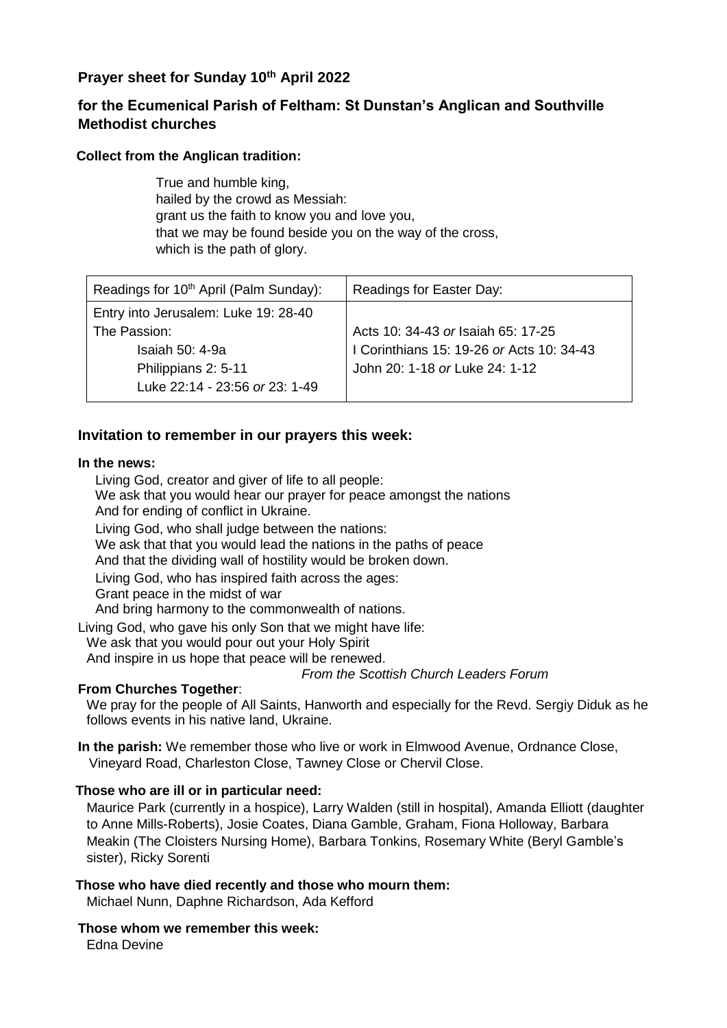## Prayer sheet for Sunday 10th April 2022

### for the Ecumenical Parish of Feltham: St Dunstan's Anglican and Southville Methodist churches

**Collect from the Anglican tradition:**

True and humble king,
hailed by the crowd as Messiah:
grant us the faith to know you and love you,
that we may be found beside you on the way of the cross,
which is the path of glory.

| Readings for 10th April (Palm Sunday): | Readings for Easter Day: |
|---|---|
| Entry into Jerusalem: Luke 19: 28-40<br>The Passion:<br>Isaiah 50: 4-9a<br>Philippians 2: 5-11<br>Luke 22:14 - 23:56 *or* 23: 1-49 | Acts 10: 34-43 *or* Isaiah 65: 17-25<br>I Corinthians 15: 19-26 *or* Acts 10: 34-43<br>John 20: 1-18 *or* Luke 24: 1-12 |

### Invitation to remember in our prayers this week:

**In the news:**

Living God, creator and giver of life to all people:
We ask that you would hear our prayer for peace amongst the nations
And for ending of conflict in Ukraine.

Living God, who shall judge between the nations:
We ask that that you would lead the nations in the paths of peace
And that the dividing wall of hostility would be broken down.

Living God, who has inspired faith across the ages:
Grant peace in the midst of war
And bring harmony to the commonwealth of nations.

Living God, who gave his only Son that we might have life:
We ask that you would pour out your Holy Spirit
And inspire in us hope that peace will be renewed.

*From the Scottish Church Leaders Forum*

**From Churches Together**:
We pray for the people of All Saints, Hanworth and especially for the Revd. Sergiy Diduk as he follows events in his native land, Ukraine.

**In the parish:** We remember those who live or work in Elmwood Avenue, Ordnance Close, Vineyard Road, Charleston Close, Tawney Close or Chervil Close.

**Those who are ill or in particular need:**
Maurice Park (currently in a hospice), Larry Walden (still in hospital), Amanda Elliott (daughter to Anne Mills-Roberts), Josie Coates, Diana Gamble, Graham, Fiona Holloway, Barbara Meakin (The Cloisters Nursing Home), Barbara Tonkins, Rosemary White (Beryl Gamble's sister), Ricky Sorenti

**Those who have died recently and those who mourn them:**
Michael Nunn, Daphne Richardson, Ada Kefford

**Those whom we remember this week:**
Edna Devine